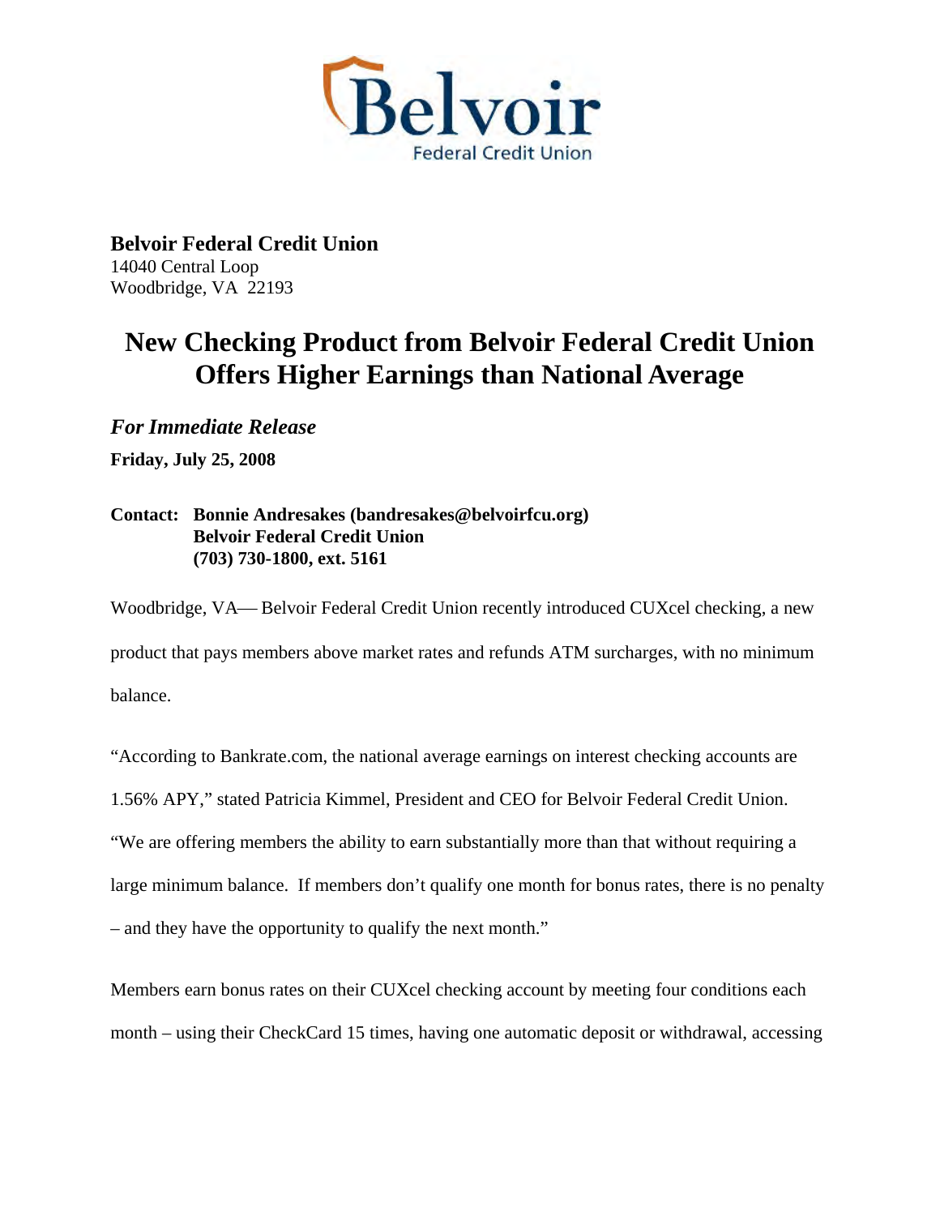**Belvoir Federal Credit Union**
14040 Central Loop
Woodbridge, VA 22193

# New Checking Product from Belvoir Federal Credit Union Offers Higher Earnings than National Average

***For Immediate Release***

**Friday, July 25, 2008**

**Contact: Bonnie Andresakes (bandresakes@belvoirfcu.org)**
**Belvoir Federal Credit Union**
**(703) 730-1800, ext. 5161**

Woodbridge, VA— Belvoir Federal Credit Union recently introduced CUXcel checking, a new product that pays members above market rates and refunds ATM surcharges, with no minimum balance.

"According to Bankrate.com, the national average earnings on interest checking accounts are 1.56% APY," stated Patricia Kimmel, President and CEO for Belvoir Federal Credit Union. "We are offering members the ability to earn substantially more than that without requiring a large minimum balance. If members don't qualify one month for bonus rates, there is no penalty – and they have the opportunity to qualify the next month."

Members earn bonus rates on their CUXcel checking account by meeting four conditions each month – using their CheckCard 15 times, having one automatic deposit or withdrawal, accessing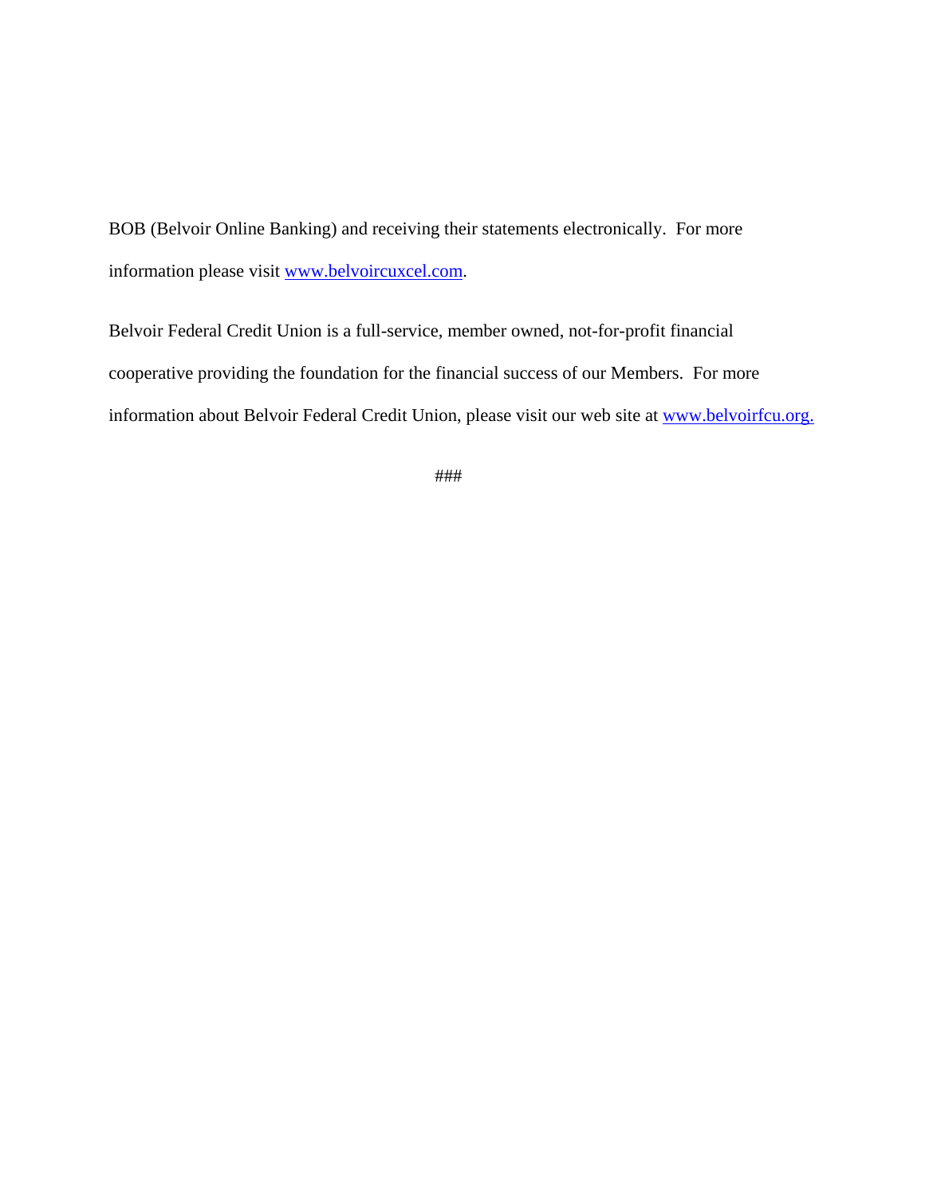BOB (Belvoir Online Banking) and receiving their statements electronically. For more information please visit www.belvoircuxcel.com.

Belvoir Federal Credit Union is a full-service, member owned, not-for-profit financial cooperative providing the foundation for the financial success of our Members. For more information about Belvoir Federal Credit Union, please visit our web site at www.belvoirfcu.org.

###